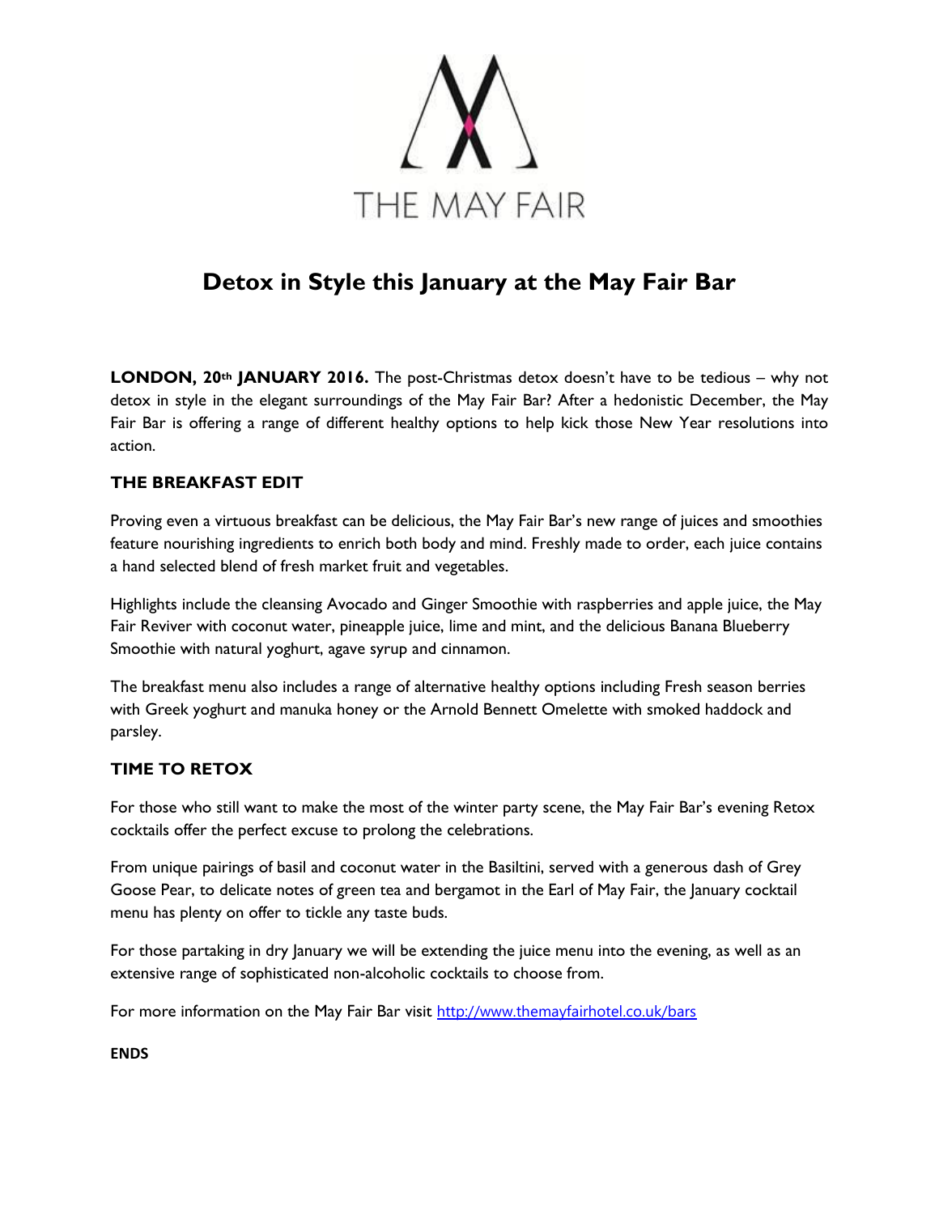THE MAY FAIR

# Detox in Style this January at the May Fair Bar

**LONDON, 20th JANUARY 2016.** The post-Christmas detox doesn't have to be tedious – why not detox in style in the elegant surroundings of the May Fair Bar? After a hedonistic December, the May Fair Bar is offering a range of different healthy options to help kick those New Year resolutions into action.

## THE BREAKFAST EDIT

Proving even a virtuous breakfast can be delicious, the May Fair Bar's new range of juices and smoothies feature nourishing ingredients to enrich both body and mind. Freshly made to order, each juice contains a hand selected blend of fresh market fruit and vegetables.

Highlights include the cleansing Avocado and Ginger Smoothie with raspberries and apple juice, the May Fair Reviver with coconut water, pineapple juice, lime and mint, and the delicious Banana Blueberry Smoothie with natural yoghurt, agave syrup and cinnamon.

The breakfast menu also includes a range of alternative healthy options including Fresh season berries with Greek yoghurt and manuka honey or the Arnold Bennett Omelette with smoked haddock and parsley.

## TIME TO RETOX

For those who still want to make the most of the winter party scene, the May Fair Bar's evening Retox cocktails offer the perfect excuse to prolong the celebrations.

From unique pairings of basil and coconut water in the Basiltini, served with a generous dash of Grey Goose Pear, to delicate notes of green tea and bergamot in the Earl of May Fair, the January cocktail menu has plenty on offer to tickle any taste buds.

For those partaking in dry January we will be extending the juice menu into the evening, as well as an extensive range of sophisticated non-alcoholic cocktails to choose from.

For more information on the May Fair Bar visit http://www.themayfairhotel.co.uk/bars

**ENDS**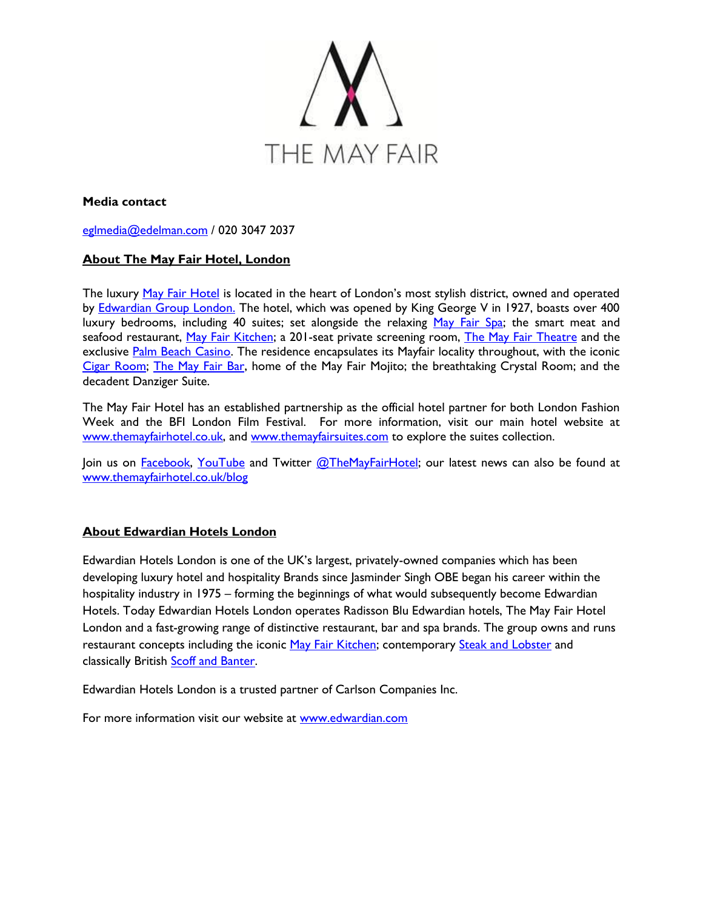THE MAY FAIR

**Media contact**

eglmedia@edelman.com / 020 3047 2037

## About The May Fair Hotel, London

The luxury May Fair Hotel is located in the heart of London's most stylish district, owned and operated by Edwardian Group London. The hotel, which was opened by King George V in 1927, boasts over 400 luxury bedrooms, including 40 suites; set alongside the relaxing May Fair Spa; the smart meat and seafood restaurant, May Fair Kitchen; a 201-seat private screening room, The May Fair Theatre and the exclusive Palm Beach Casino. The residence encapsulates its Mayfair locality throughout, with the iconic Cigar Room; The May Fair Bar, home of the May Fair Mojito; the breathtaking Crystal Room; and the decadent Danziger Suite.

The May Fair Hotel has an established partnership as the official hotel partner for both London Fashion Week and the BFI London Film Festival. For more information, visit our main hotel website at www.themayfairhotel.co.uk, and www.themayfairsuites.com to explore the suites collection.

Join us on Facebook, YouTube and Twitter @TheMayFairHotel; our latest news can also be found at www.themayfairhotel.co.uk/blog

## About Edwardian Hotels London

Edwardian Hotels London is one of the UK's largest, privately-owned companies which has been developing luxury hotel and hospitality Brands since Jasminder Singh OBE began his career within the hospitality industry in 1975 – forming the beginnings of what would subsequently become Edwardian Hotels. Today Edwardian Hotels London operates Radisson Blu Edwardian hotels, The May Fair Hotel London and a fast-growing range of distinctive restaurant, bar and spa brands. The group owns and runs restaurant concepts including the iconic May Fair Kitchen; contemporary Steak and Lobster and classically British Scoff and Banter.

Edwardian Hotels London is a trusted partner of Carlson Companies Inc.

For more information visit our website at www.edwardian.com